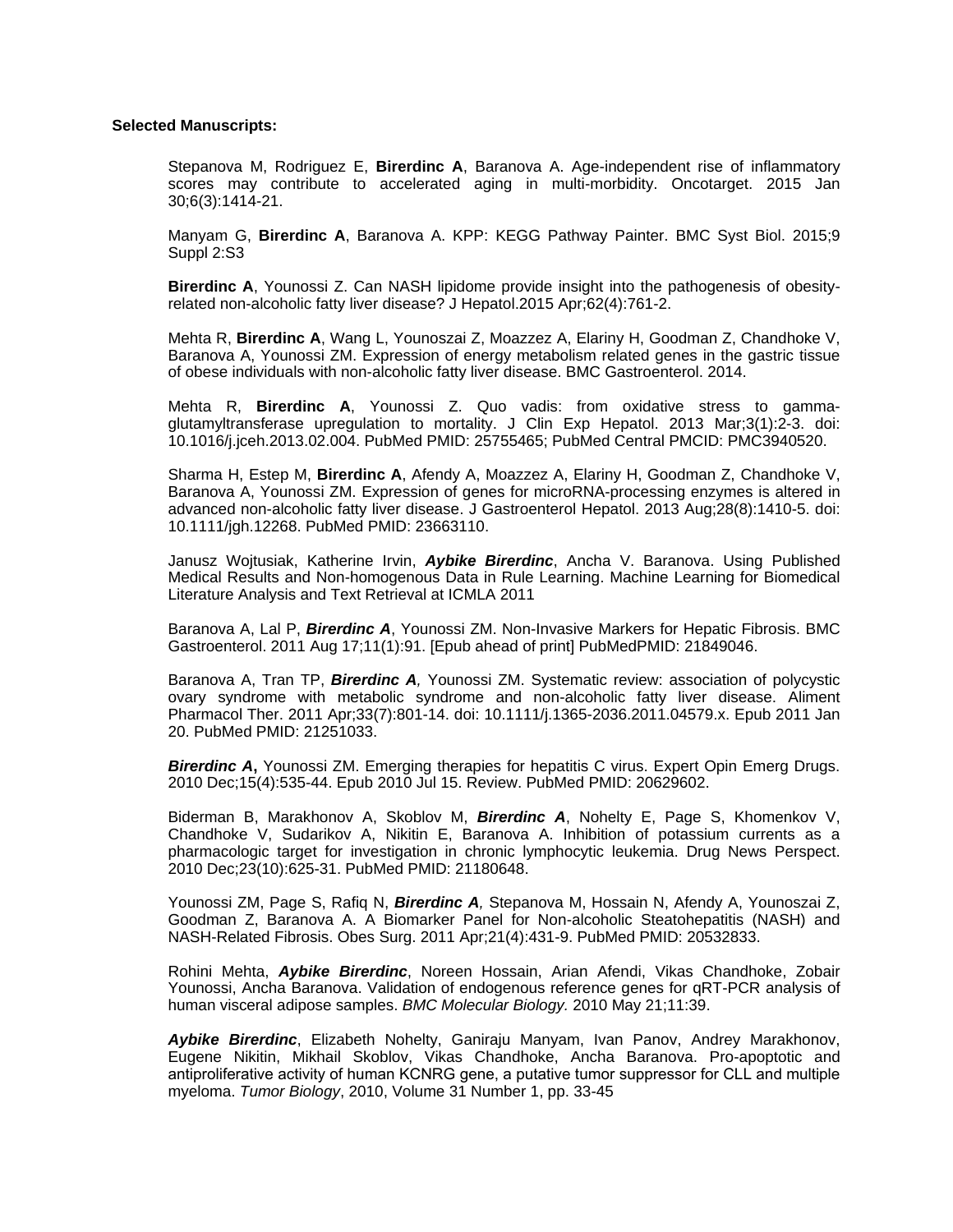**Selected Manuscripts:**

Stepanova M, Rodriguez E, **Birerdinc A**, Baranova A. Age-independent rise of inflammatory scores may contribute to accelerated aging in multi-morbidity. Oncotarget. 2015 Jan 30;6(3):1414-21.

Manyam G, **Birerdinc A**, Baranova A. KPP: KEGG Pathway Painter. BMC Syst Biol. 2015;9 Suppl 2:S3

**Birerdinc A**, Younossi Z. Can NASH lipidome provide insight into the pathogenesis of obesity-related non-alcoholic fatty liver disease? J Hepatol.2015 Apr;62(4):761-2.

Mehta R, **Birerdinc A**, Wang L, Younoszai Z, Moazzez A, Elariny H, Goodman Z, Chandhoke V, Baranova A, Younossi ZM. Expression of energy metabolism related genes in the gastric tissue of obese individuals with non-alcoholic fatty liver disease. BMC Gastroenterol. 2014.

Mehta R, **Birerdinc A**, Younossi Z. Quo vadis: from oxidative stress to gamma-glutamyltransferase upregulation to mortality. J Clin Exp Hepatol. 2013 Mar;3(1):2-3. doi: 10.1016/j.jceh.2013.02.004. PubMed PMID: 25755465; PubMed Central PMCID: PMC3940520.

Sharma H, Estep M, **Birerdinc A**, Afendy A, Moazzez A, Elariny H, Goodman Z, Chandhoke V, Baranova A, Younossi ZM. Expression of genes for microRNA-processing enzymes is altered in advanced non-alcoholic fatty liver disease. J Gastroenterol Hepatol. 2013 Aug;28(8):1410-5. doi: 10.1111/jgh.12268. PubMed PMID: 23663110.

Janusz Wojtusiak, Katherine Irvin, ***Aybike Birerdinc***, Ancha V. Baranova. Using Published Medical Results and Non-homogenous Data in Rule Learning. Machine Learning for Biomedical Literature Analysis and Text Retrieval at ICMLA 2011

Baranova A, Lal P, ***Birerdinc A***, Younossi ZM. Non-Invasive Markers for Hepatic Fibrosis. BMC Gastroenterol. 2011 Aug 17;11(1):91. [Epub ahead of print] PubMedPMID: 21849046.

Baranova A, Tran TP, ***Birerdinc A**,* Younossi ZM. Systematic review: association of polycystic ovary syndrome with metabolic syndrome and non-alcoholic fatty liver disease. Aliment Pharmacol Ther. 2011 Apr;33(7):801-14. doi: 10.1111/j.1365-2036.2011.04579.x. Epub 2011 Jan 20. PubMed PMID: 21251033.

***Birerdinc A*****,** Younossi ZM. Emerging therapies for hepatitis C virus. Expert Opin Emerg Drugs. 2010 Dec;15(4):535-44. Epub 2010 Jul 15. Review. PubMed PMID: 20629602.

Biderman B, Marakhonov A, Skoblov M, ***Birerdinc A***, Nohelty E, Page S, Khomenkov V, Chandhoke V, Sudarikov A, Nikitin E, Baranova A. Inhibition of potassium currents as a pharmacologic target for investigation in chronic lymphocytic leukemia. Drug News Perspect. 2010 Dec;23(10):625-31. PubMed PMID: 21180648.

Younossi ZM, Page S, Rafiq N, ***Birerdinc A**,* Stepanova M, Hossain N, Afendy A, Younoszai Z, Goodman Z, Baranova A. A Biomarker Panel for Non-alcoholic Steatohepatitis (NASH) and NASH-Related Fibrosis. Obes Surg. 2011 Apr;21(4):431-9. PubMed PMID: 20532833.

Rohini Mehta, ***Aybike Birerdinc***, Noreen Hossain, Arian Afendi, Vikas Chandhoke, Zobair Younossi, Ancha Baranova. Validation of endogenous reference genes for qRT-PCR analysis of human visceral adipose samples. *BMC Molecular Biology.* 2010 May 21;11:39.

***Aybike Birerdinc***, Elizabeth Nohelty, Ganiraju Manyam, Ivan Panov, Andrey Marakhonov, Eugene Nikitin, Mikhail Skoblov, Vikas Chandhoke, Ancha Baranova. Pro-apoptotic and antiproliferative activity of human KCNRG gene, a putative tumor suppressor for CLL and multiple myeloma. *Tumor Biology*, 2010, Volume 31 Number 1, pp. 33-45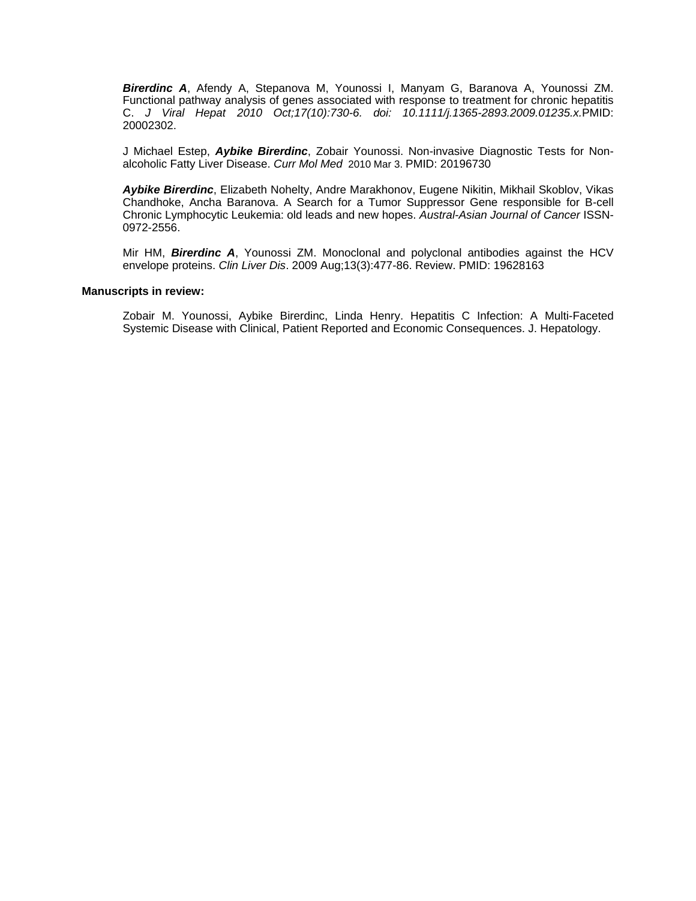***Birerdinc A***, Afendy A, Stepanova M, Younossi I, Manyam G, Baranova A, Younossi ZM. Functional pathway analysis of genes associated with response to treatment for chronic hepatitis C. *J Viral Hepat 2010 Oct;17(10):730-6. doi: 10.1111/j.1365-2893.2009.01235.x.*PMID: 20002302.

J Michael Estep, ***Aybike Birerdinc***, Zobair Younossi. Non-invasive Diagnostic Tests for Non-alcoholic Fatty Liver Disease. *Curr Mol Med* 2010 Mar 3. PMID: 20196730

***Aybike Birerdinc***, Elizabeth Nohelty, Andre Marakhonov, Eugene Nikitin, Mikhail Skoblov, Vikas Chandhoke, Ancha Baranova. A Search for a Tumor Suppressor Gene responsible for B-cell Chronic Lymphocytic Leukemia: old leads and new hopes. *Austral-Asian Journal of Cancer* ISSN-0972-2556.

Mir HM, ***Birerdinc A***, Younossi ZM. Monoclonal and polyclonal antibodies against the HCV envelope proteins. *Clin Liver Dis*. 2009 Aug;13(3):477-86. Review. PMID: 19628163

**Manuscripts in review:**

Zobair M. Younossi, Aybike Birerdinc, Linda Henry. Hepatitis C Infection: A Multi-Faceted Systemic Disease with Clinical, Patient Reported and Economic Consequences. J. Hepatology.